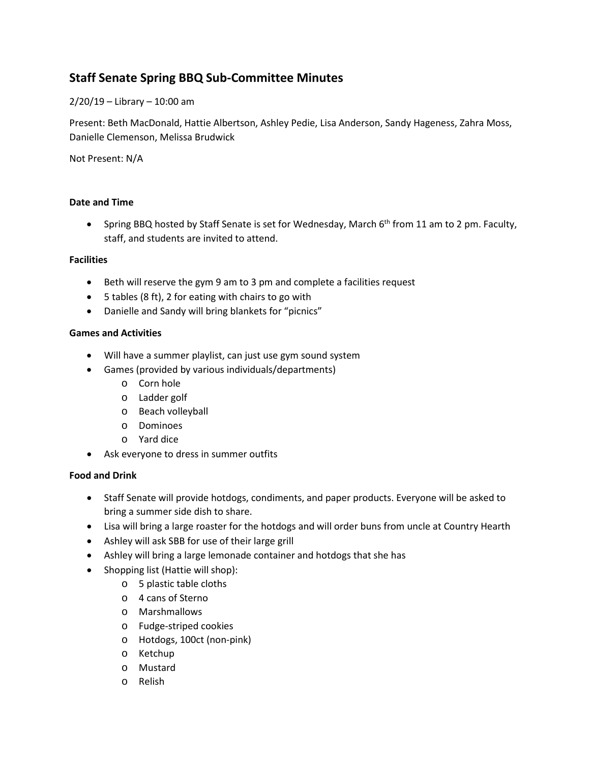# Staff Senate Spring BBQ Sub-Committee Minutes

2/20/19 – Library – 10:00 am

Present: Beth MacDonald, Hattie Albertson, Ashley Pedie, Lisa Anderson, Sandy Hageness, Zahra Moss, Danielle Clemenson, Melissa Brudwick

Not Present: N/A

**Date and Time**

- Spring BBQ hosted by Staff Senate is set for Wednesday, March 6th from 11 am to 2 pm. Faculty, staff, and students are invited to attend.

**Facilities**

- Beth will reserve the gym 9 am to 3 pm and complete a facilities request
- 5 tables (8 ft), 2 for eating with chairs to go with
- Danielle and Sandy will bring blankets for "picnics"

**Games and Activities**

- Will have a summer playlist, can just use gym sound system
- Games (provided by various individuals/departments)
  - Corn hole
  - Ladder golf
  - Beach volleyball
  - Dominoes
  - Yard dice
- Ask everyone to dress in summer outfits

**Food and Drink**

- Staff Senate will provide hotdogs, condiments, and paper products. Everyone will be asked to bring a summer side dish to share.
- Lisa will bring a large roaster for the hotdogs and will order buns from uncle at Country Hearth
- Ashley will ask SBB for use of their large grill
- Ashley will bring a large lemonade container and hotdogs that she has
- Shopping list (Hattie will shop):
  - 5 plastic table cloths
  - 4 cans of Sterno
  - Marshmallows
  - Fudge-striped cookies
  - Hotdogs, 100ct (non-pink)
  - Ketchup
  - Mustard
  - Relish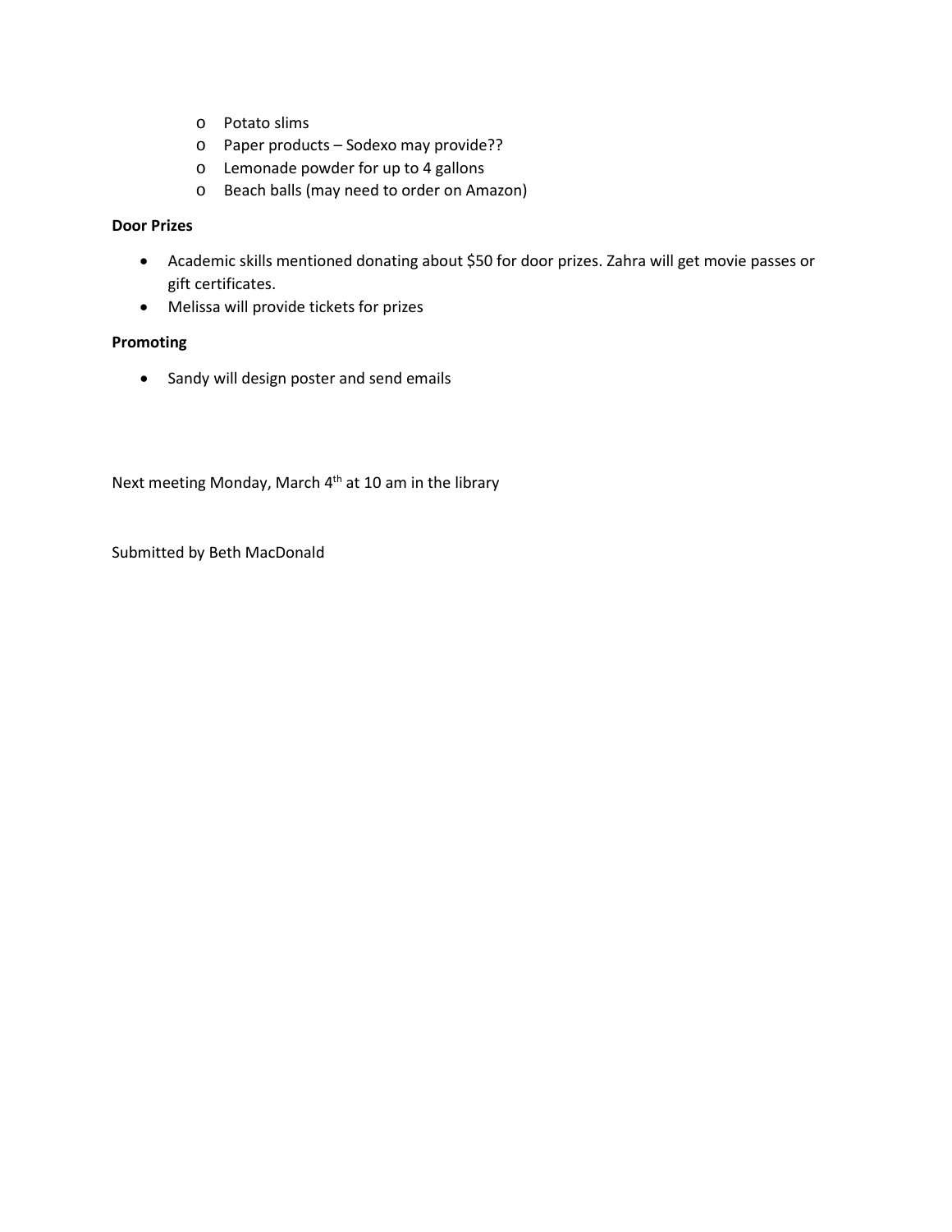- Potato slims
  - Paper products – Sodexo may provide??
  - Lemonade powder for up to 4 gallons
  - Beach balls (may need to order on Amazon)

**Door Prizes**

- Academic skills mentioned donating about $50 for door prizes. Zahra will get movie passes or gift certificates.
- Melissa will provide tickets for prizes

**Promoting**

- Sandy will design poster and send emails

Next meeting Monday, March 4th at 10 am in the library

Submitted by Beth MacDonald